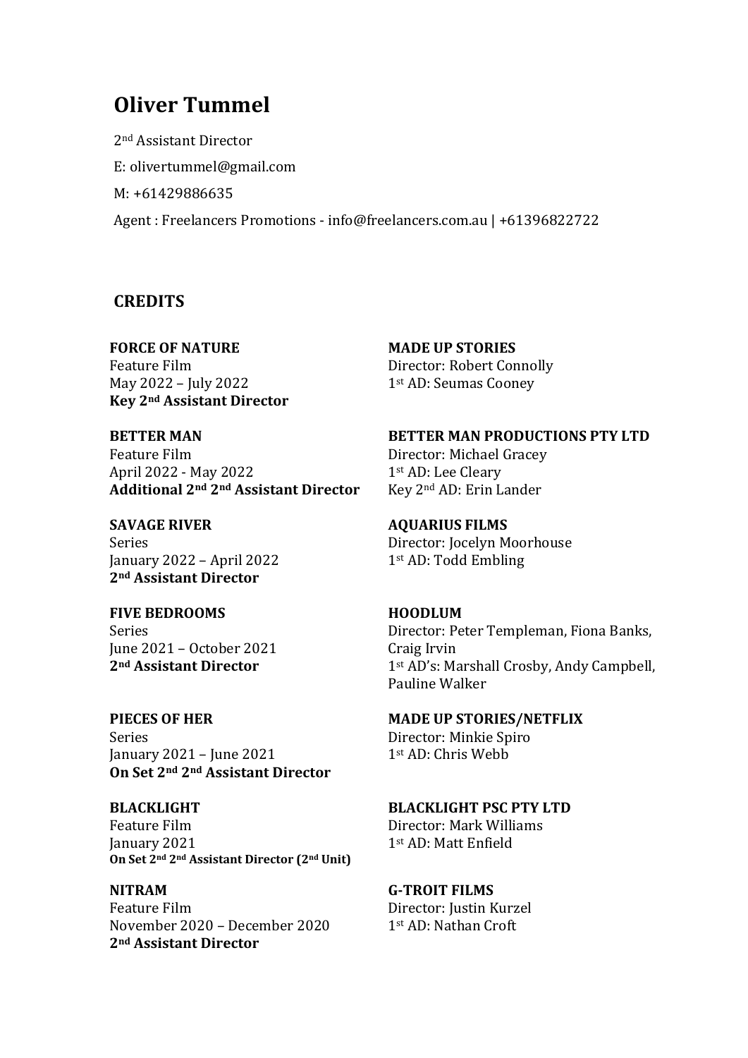# Oliver Tummel

2nd Assistant Director

E: olivertummel@gmail.com

M: +61429886635

Agent : Freelancers Promotions - info@freelancers.com.au | +61396822722

## CREDITS

**FORCE OF NATURE**
Feature Film
May 2022 – July 2022
**Key 2nd Assistant Director**

**MADE UP STORIES**
Director: Robert Connolly
1st AD: Seumas Cooney

**BETTER MAN**
Feature Film
April 2022 - May 2022
**Additional 2nd 2nd Assistant Director**

**BETTER MAN PRODUCTIONS PTY LTD**
Director: Michael Gracey
1st AD: Lee Cleary
Key 2nd AD: Erin Lander

**SAVAGE RIVER**
Series
January 2022 – April 2022
**2nd Assistant Director**

**AQUARIUS FILMS**
Director: Jocelyn Moorhouse
1st AD: Todd Embling

**FIVE BEDROOMS**
Series
June 2021 – October 2021
**2nd Assistant Director**

**HOODLUM**
Director: Peter Templeman, Fiona Banks, Craig Irvin
1st AD's: Marshall Crosby, Andy Campbell, Pauline Walker

**PIECES OF HER**
Series
January 2021 – June 2021
**On Set 2nd 2nd Assistant Director**

**MADE UP STORIES/NETFLIX**
Director: Minkie Spiro
1st AD: Chris Webb

**BLACKLIGHT**
Feature Film
January 2021
**On Set 2nd 2nd Assistant Director (2nd Unit)**

**BLACKLIGHT PSC PTY LTD**
Director: Mark Williams
1st AD: Matt Enfield

**NITRAM**
Feature Film
November 2020 – December 2020
**2nd Assistant Director**

**G-TROIT FILMS**
Director: Justin Kurzel
1st AD: Nathan Croft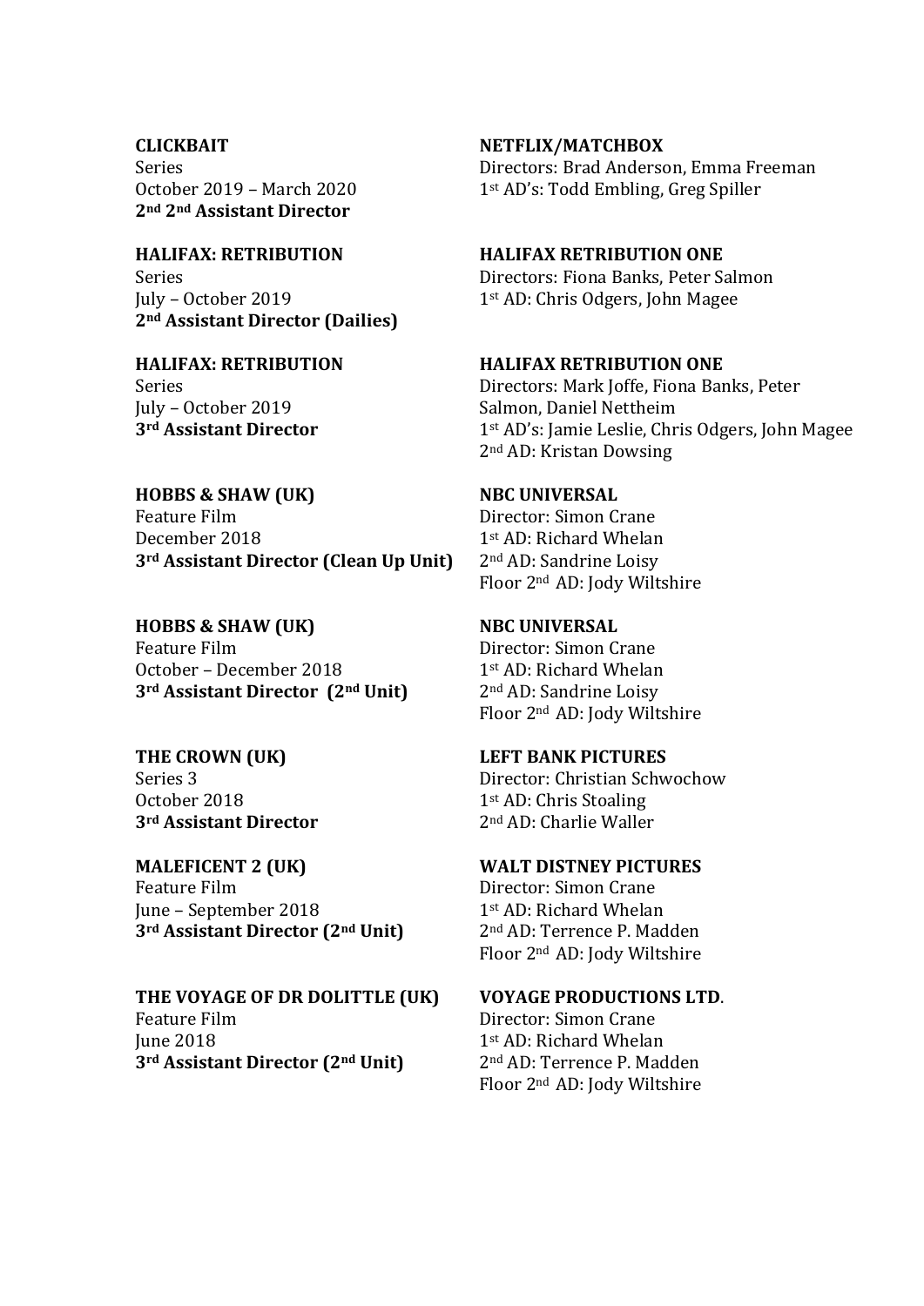**CLICKBAIT**
Series
October 2019 – March 2020
**2nd 2nd Assistant Director**

**NETFLIX/MATCHBOX**
Directors: Brad Anderson, Emma Freeman
1st AD's: Todd Embling, Greg Spiller

**HALIFAX: RETRIBUTION**
Series
July – October 2019
**2nd Assistant Director (Dailies)**

**HALIFAX RETRIBUTION ONE**
Directors: Fiona Banks, Peter Salmon
1st AD: Chris Odgers, John Magee

**HALIFAX: RETRIBUTION**
Series
July – October 2019
**3rd Assistant Director**

**HALIFAX RETRIBUTION ONE**
Directors: Mark Joffe, Fiona Banks, Peter Salmon, Daniel Nettheim
1st AD's: Jamie Leslie, Chris Odgers, John Magee
2nd AD: Kristan Dowsing

**HOBBS & SHAW (UK)**
Feature Film
December 2018
**3rd Assistant Director (Clean Up Unit)**

**NBC UNIVERSAL**
Director: Simon Crane
1st AD: Richard Whelan
2nd AD: Sandrine Loisy
Floor 2nd AD: Jody Wiltshire

**HOBBS & SHAW (UK)**
Feature Film
October – December 2018
**3rd Assistant Director (2nd Unit)**

**NBC UNIVERSAL**
Director: Simon Crane
1st AD: Richard Whelan
2nd AD: Sandrine Loisy
Floor 2nd AD: Jody Wiltshire

**THE CROWN (UK)**
Series 3
October 2018
**3rd Assistant Director**

**LEFT BANK PICTURES**
Director: Christian Schwochow
1st AD: Chris Stoaling
2nd AD: Charlie Waller

**MALEFICENT 2 (UK)**
Feature Film
June – September 2018
**3rd Assistant Director (2nd Unit)**

**WALT DISTNEY PICTURES**
Director: Simon Crane
1st AD: Richard Whelan
2nd AD: Terrence P. Madden
Floor 2nd AD: Jody Wiltshire

**THE VOYAGE OF DR DOLITTLE (UK)**
Feature Film
June 2018
**3rd Assistant Director (2nd Unit)**

**VOYAGE PRODUCTIONS LTD**.
Director: Simon Crane
1st AD: Richard Whelan
2nd AD: Terrence P. Madden
Floor 2nd AD: Jody Wiltshire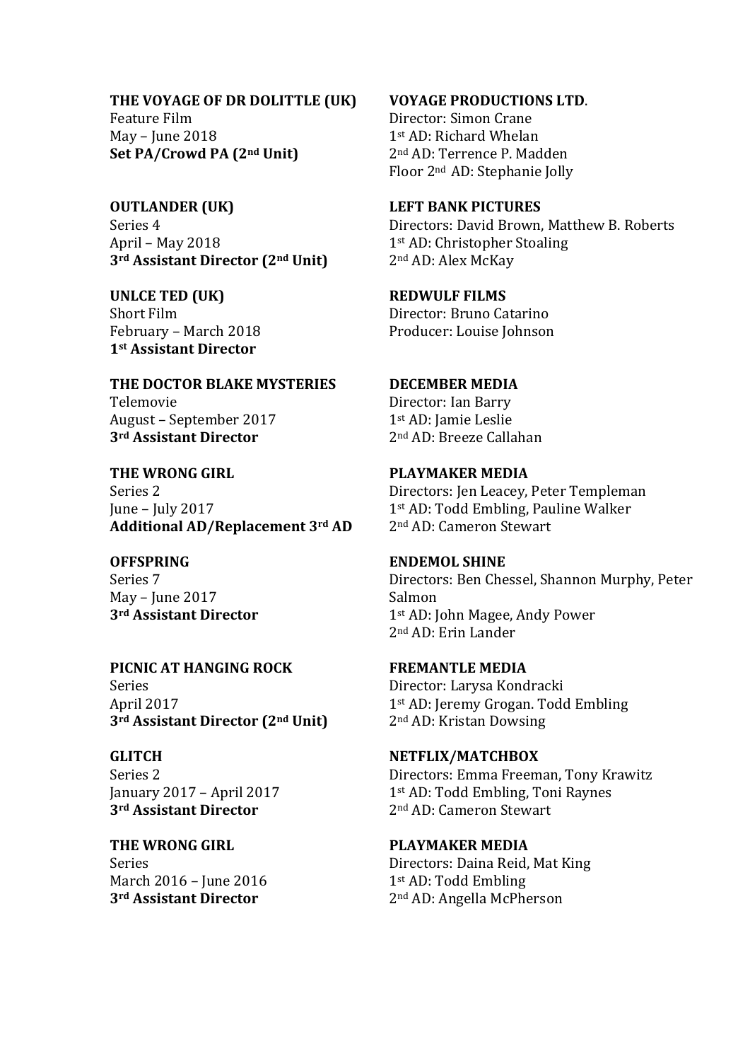**THE VOYAGE OF DR DOLITTLE (UK)**
Feature Film
May – June 2018
**Set PA/Crowd PA (2nd Unit)**

**VOYAGE PRODUCTIONS LTD**.
Director: Simon Crane
1st AD: Richard Whelan
2nd AD: Terrence P. Madden
Floor 2nd AD: Stephanie Jolly

**OUTLANDER (UK)**
Series 4
April – May 2018
**3rd Assistant Director (2nd Unit)**

**LEFT BANK PICTURES**
Directors: David Brown, Matthew B. Roberts
1st AD: Christopher Stoaling
2nd AD: Alex McKay

**UNLCE TED (UK)**
Short Film
February – March 2018
**1st Assistant Director**

**REDWULF FILMS**
Director: Bruno Catarino
Producer: Louise Johnson

**THE DOCTOR BLAKE MYSTERIES**
Telemovie
August – September 2017
**3rd Assistant Director**

**DECEMBER MEDIA**
Director: Ian Barry
1st AD: Jamie Leslie
2nd AD: Breeze Callahan

**THE WRONG GIRL**
Series 2
June – July 2017
**Additional AD/Replacement 3rd AD**

**PLAYMAKER MEDIA**
Directors: Jen Leacey, Peter Templeman
1st AD: Todd Embling, Pauline Walker
2nd AD: Cameron Stewart

**OFFSPRING**
Series 7
May – June 2017
**3rd Assistant Director**

**ENDEMOL SHINE**
Directors: Ben Chessel, Shannon Murphy, Peter Salmon
1st AD: John Magee, Andy Power
2nd AD: Erin Lander

**PICNIC AT HANGING ROCK**
Series
April 2017
**3rd Assistant Director (2nd Unit)**

**FREMANTLE MEDIA**
Director: Larysa Kondracki
1st AD: Jeremy Grogan. Todd Embling
2nd AD: Kristan Dowsing

**GLITCH**
Series 2
January 2017 – April 2017
**3rd Assistant Director**

**NETFLIX/MATCHBOX**
Directors: Emma Freeman, Tony Krawitz
1st AD: Todd Embling, Toni Raynes
2nd AD: Cameron Stewart

**THE WRONG GIRL**
Series
March 2016 – June 2016
**3rd Assistant Director**

**PLAYMAKER MEDIA**
Directors: Daina Reid, Mat King
1st AD: Todd Embling
2nd AD: Angella McPherson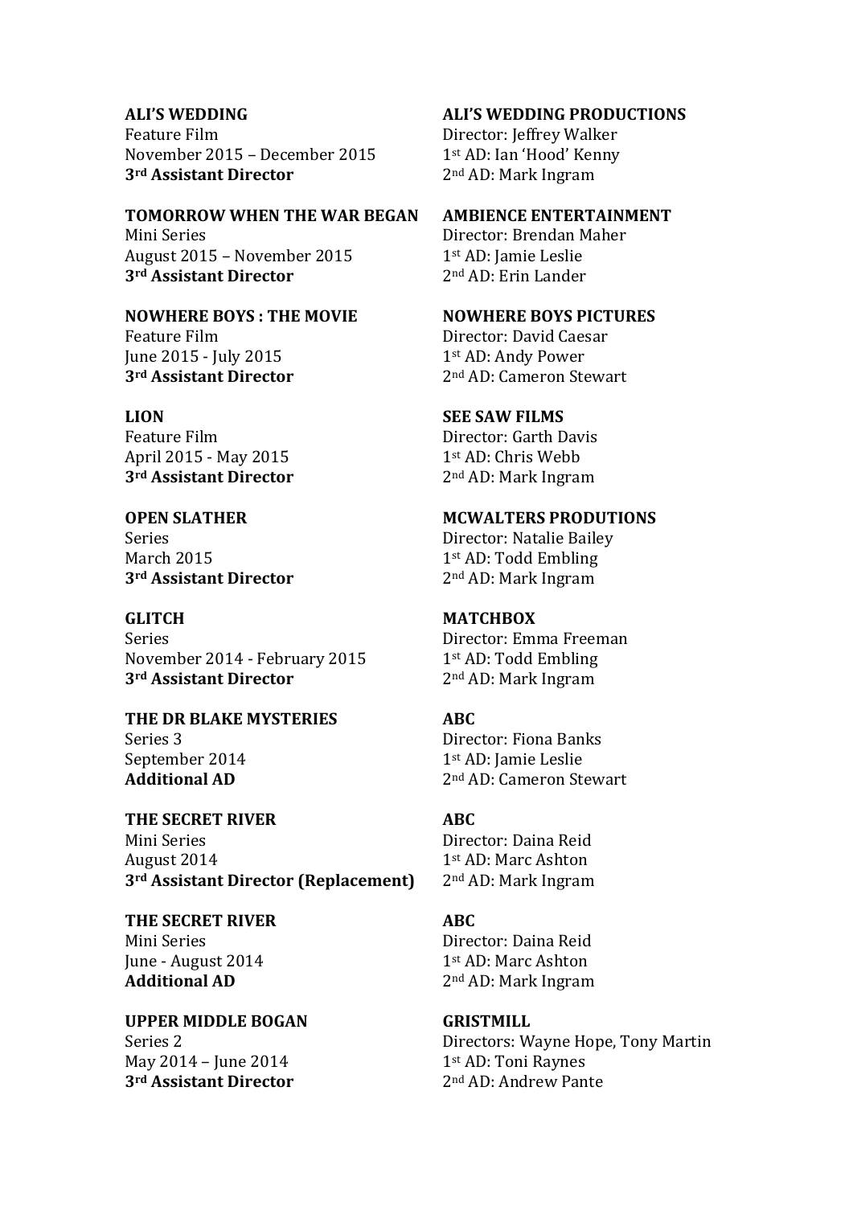**ALI'S WEDDING**
Feature Film
November 2015 – December 2015
**3rd Assistant Director**

**ALI'S WEDDING PRODUCTIONS**
Director: Jeffrey Walker
1st AD: Ian 'Hood' Kenny
2nd AD: Mark Ingram

**TOMORROW WHEN THE WAR BEGAN**
Mini Series
August 2015 – November 2015
**3rd Assistant Director**

**AMBIENCE ENTERTAINMENT**
Director: Brendan Maher
1st AD: Jamie Leslie
2nd AD: Erin Lander

**NOWHERE BOYS : THE MOVIE**
Feature Film
June 2015 - July 2015
**3rd Assistant Director**

**NOWHERE BOYS PICTURES**
Director: David Caesar
1st AD: Andy Power
2nd AD: Cameron Stewart

**LION**
Feature Film
April 2015 - May 2015
**3rd Assistant Director**

**SEE SAW FILMS**
Director: Garth Davis
1st AD: Chris Webb
2nd AD: Mark Ingram

**OPEN SLATHER**
Series
March 2015
**3rd Assistant Director**

**MCWALTERS PRODUTIONS**
Director: Natalie Bailey
1st AD: Todd Embling
2nd AD: Mark Ingram

**GLITCH**
Series
November 2014 - February 2015
**3rd Assistant Director**

**MATCHBOX**
Director: Emma Freeman
1st AD: Todd Embling
2nd AD: Mark Ingram

**THE DR BLAKE MYSTERIES**
Series 3
September 2014
**Additional AD**

**ABC**
Director: Fiona Banks
1st AD: Jamie Leslie
2nd AD: Cameron Stewart

**THE SECRET RIVER**
Mini Series
August 2014
**3rd Assistant Director (Replacement)**

**ABC**
Director: Daina Reid
1st AD: Marc Ashton
2nd AD: Mark Ingram

**THE SECRET RIVER**
Mini Series
June - August 2014
**Additional AD**

**ABC**
Director: Daina Reid
1st AD: Marc Ashton
2nd AD: Mark Ingram

**UPPER MIDDLE BOGAN**
Series 2
May 2014 – June 2014
**3rd Assistant Director**

**GRISTMILL**
Directors: Wayne Hope, Tony Martin
1st AD: Toni Raynes
2nd AD: Andrew Pante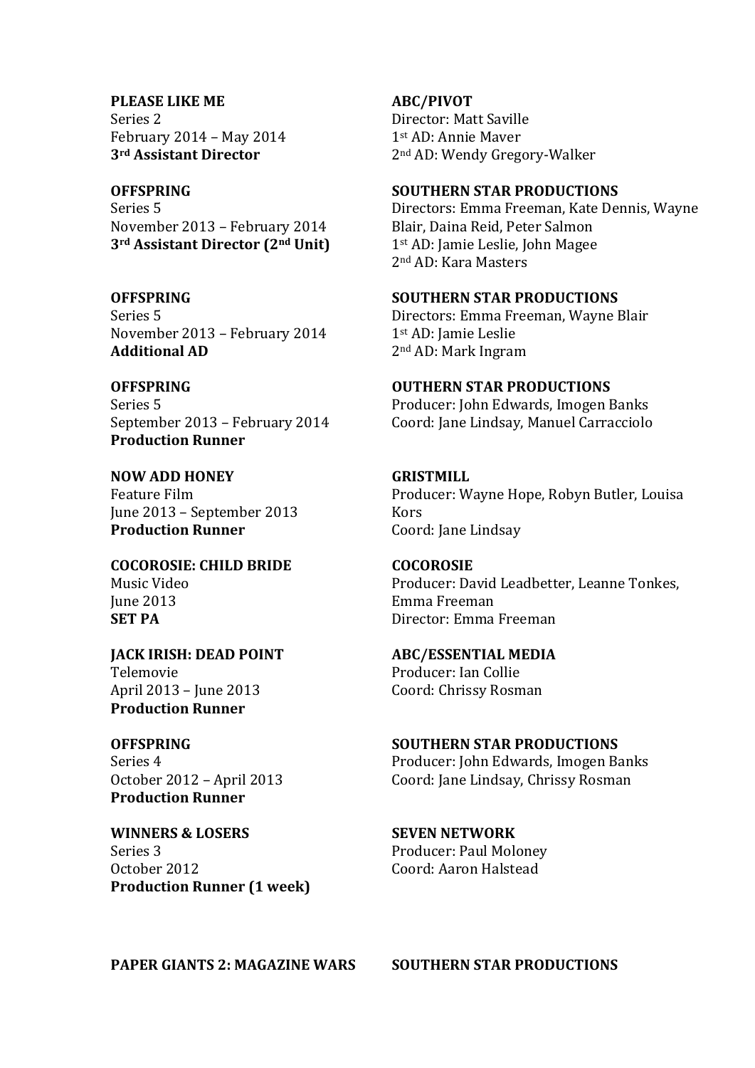**PLEASE LIKE ME**
Series 2
February 2014 – May 2014
**3rd Assistant Director**

**ABC/PIVOT**
Director: Matt Saville
1st AD: Annie Maver
2nd AD: Wendy Gregory-Walker

**OFFSPRING**
Series 5
November 2013 – February 2014
**3rd Assistant Director (2nd Unit)**

**SOUTHERN STAR PRODUCTIONS**
Directors: Emma Freeman, Kate Dennis, Wayne Blair, Daina Reid, Peter Salmon
1st AD: Jamie Leslie, John Magee
2nd AD: Kara Masters

**OFFSPRING**
Series 5
November 2013 – February 2014
**Additional AD**

**SOUTHERN STAR PRODUCTIONS**
Directors: Emma Freeman, Wayne Blair
1st AD: Jamie Leslie
2nd AD: Mark Ingram

**OFFSPRING**
Series 5
September 2013 – February 2014
**Production Runner**

**OUTHERN STAR PRODUCTIONS**
Producer: John Edwards, Imogen Banks
Coord: Jane Lindsay, Manuel Carracciolo

**NOW ADD HONEY**
Feature Film
June 2013 – September 2013
**Production Runner**

**GRISTMILL**
Producer: Wayne Hope, Robyn Butler, Louisa Kors
Coord: Jane Lindsay

**COCOROSIE: CHILD BRIDE**
Music Video
June 2013
**SET PA**

**COCOROSIE**
Producer: David Leadbetter, Leanne Tonkes, Emma Freeman
Director: Emma Freeman

**JACK IRISH: DEAD POINT**
Telemovie
April 2013 – June 2013
**Production Runner**

**ABC/ESSENTIAL MEDIA**
Producer: Ian Collie
Coord: Chrissy Rosman

**OFFSPRING**
Series 4
October 2012 – April 2013
**Production Runner**

**SOUTHERN STAR PRODUCTIONS**
Producer: John Edwards, Imogen Banks
Coord: Jane Lindsay, Chrissy Rosman

**WINNERS & LOSERS**
Series 3
October 2012
**Production Runner (1 week)**

**SEVEN NETWORK**
Producer: Paul Moloney
Coord: Aaron Halstead

**PAPER GIANTS 2: MAGAZINE WARS**

**SOUTHERN STAR PRODUCTIONS**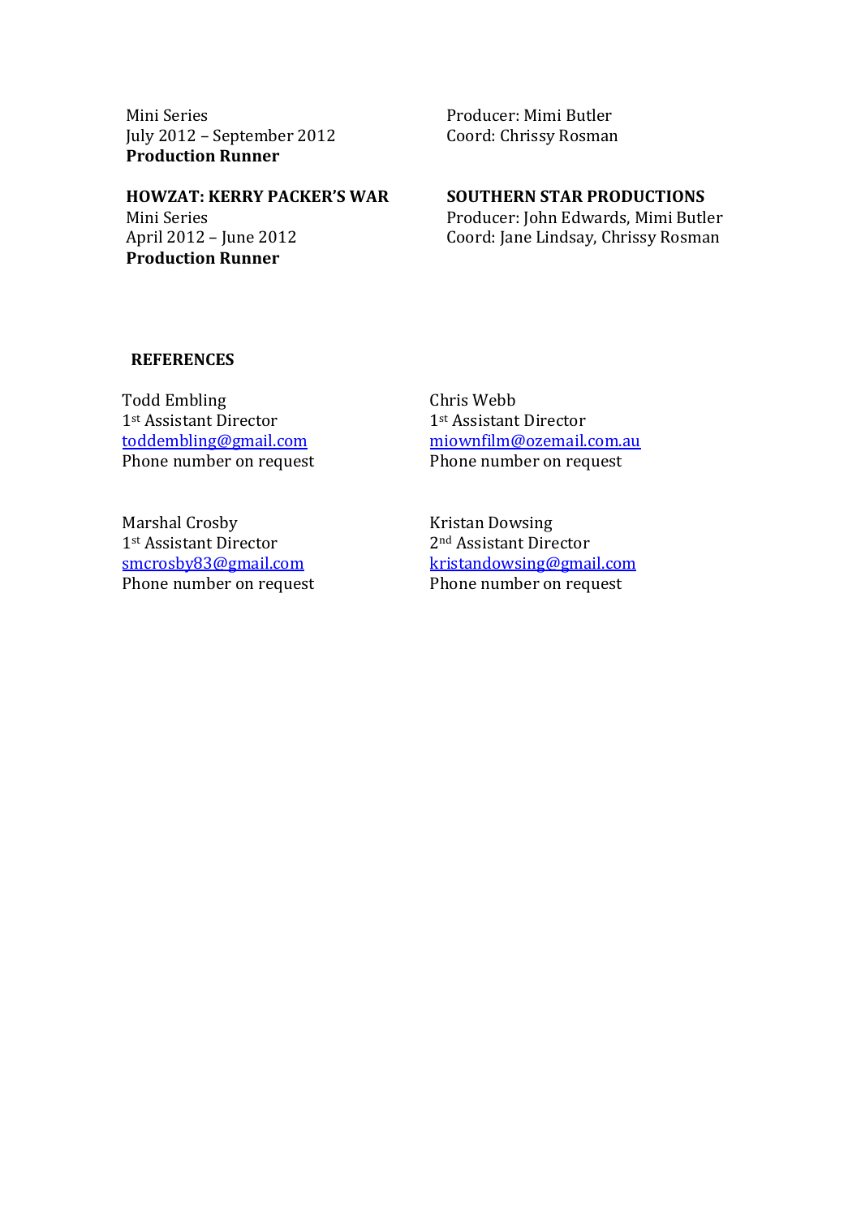Mini Series
July 2012 – September 2012
**Production Runner**

Producer: Mimi Butler
Coord: Chrissy Rosman

**HOWZAT: KERRY PACKER'S WAR**
Mini Series
April 2012 – June 2012
**Production Runner**

**SOUTHERN STAR PRODUCTIONS**
Producer: John Edwards, Mimi Butler
Coord: Jane Lindsay, Chrissy Rosman

**REFERENCES**

Todd Embling
1st Assistant Director
toddembling@gmail.com
Phone number on request

Chris Webb
1st Assistant Director
miownfilm@ozemail.com.au
Phone number on request

Marshal Crosby
1st Assistant Director
smcrosby83@gmail.com
Phone number on request

Kristan Dowsing
2nd Assistant Director
kristandowsing@gmail.com
Phone number on request